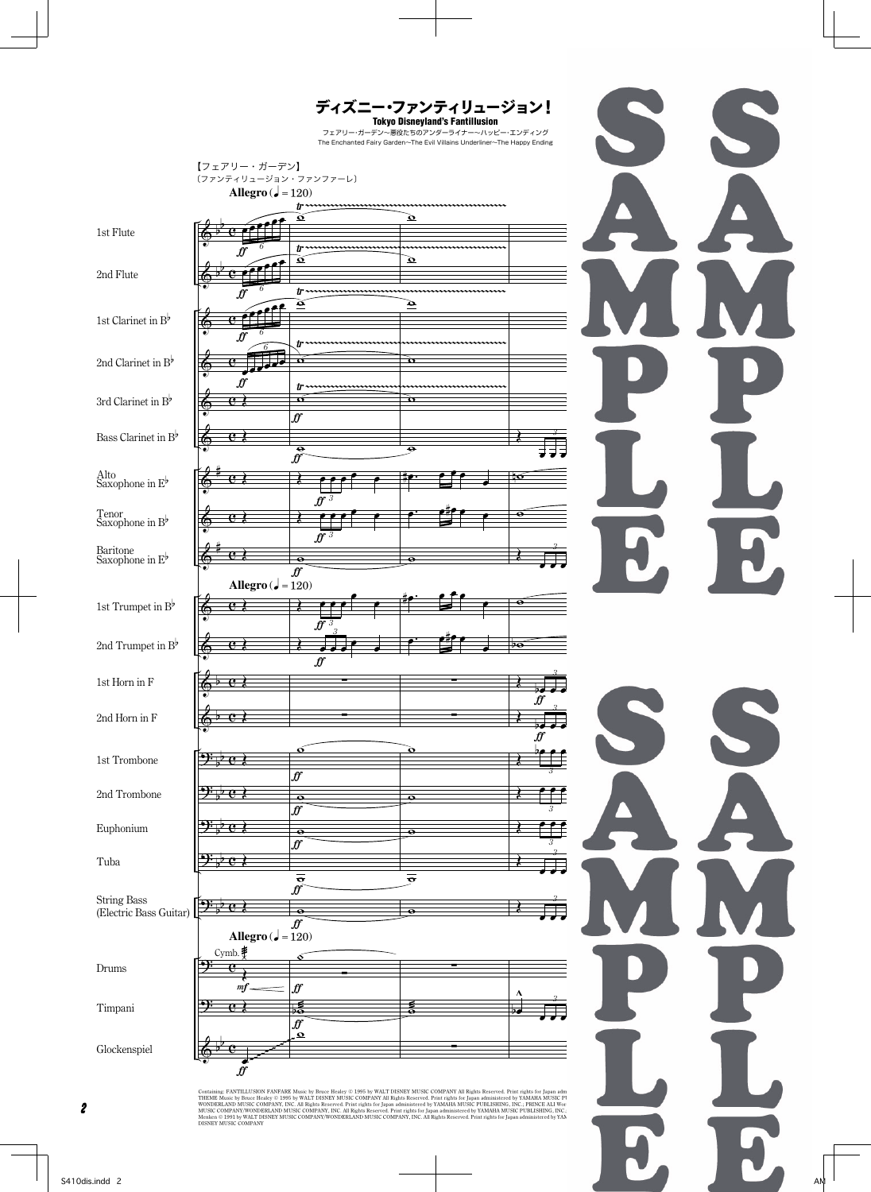# ディズニー・ファンティリュージョン！

**Tokyo Disneyland's Fantillusion**

フェアリー・ガーデン〜悪役たちのアンダーライナー〜ハッピー・エンディング

The Enchanted Fairy Garden~The Evil Villains Underliner~The Happy Ending

【フェアリー・ガーデン】
（ファンティリュージョン・ファンファーレ）

Allegro (♩= 120)

1st Flute
2nd Flute
1st Clarinet in B♭
2nd Clarinet in B♭
3rd Clarinet in B♭
Bass Clarinet in B♭
Alto Saxophone in E♭
Tenor Saxophone in B♭
Baritone Saxophone in E♭
1st Trumpet in B♭
2nd Trumpet in B♭
1st Horn in F
2nd Horn in F
1st Trombone
2nd Trombone
Euphonium
Tuba
String Bass (Electric Bass Guitar)
Drums
Timpani
Glockenspiel

Containing: FANTILLUSION FANFARE Music by Bruce Healey © 1995 by WALT DISNEY MUSIC COMPANY All Rights Reserved. Print rights for Japan adm
THEME Music by Bruce Healey © 1995 by WALT DISNEY MUSIC COMPANY All Rights Reserved. Print rights for Japan administered by YAMAHA MUSIC P
WONDERLAND MUSIC COMPANY, INC. All Rights Reserved. Print rights for Japan administered by YAMAHA MUSIC PUBLISHING, INC.; PRINCE ALI Wor
MUSIC COMPANY/WONDERLAND MUSIC COMPANY, INC. All Rights Reserved. Print rights for Japan administered by YAMAHA MUSIC PUBLISHING, INC.
Menken © 1991 by WALT DISNEY MUSIC COMPANY/WONDERLAND MUSIC COMPANY, INC. All Rights Reserved. Print rights for Japan administered by YAM
DISNEY MUSIC COMPANY